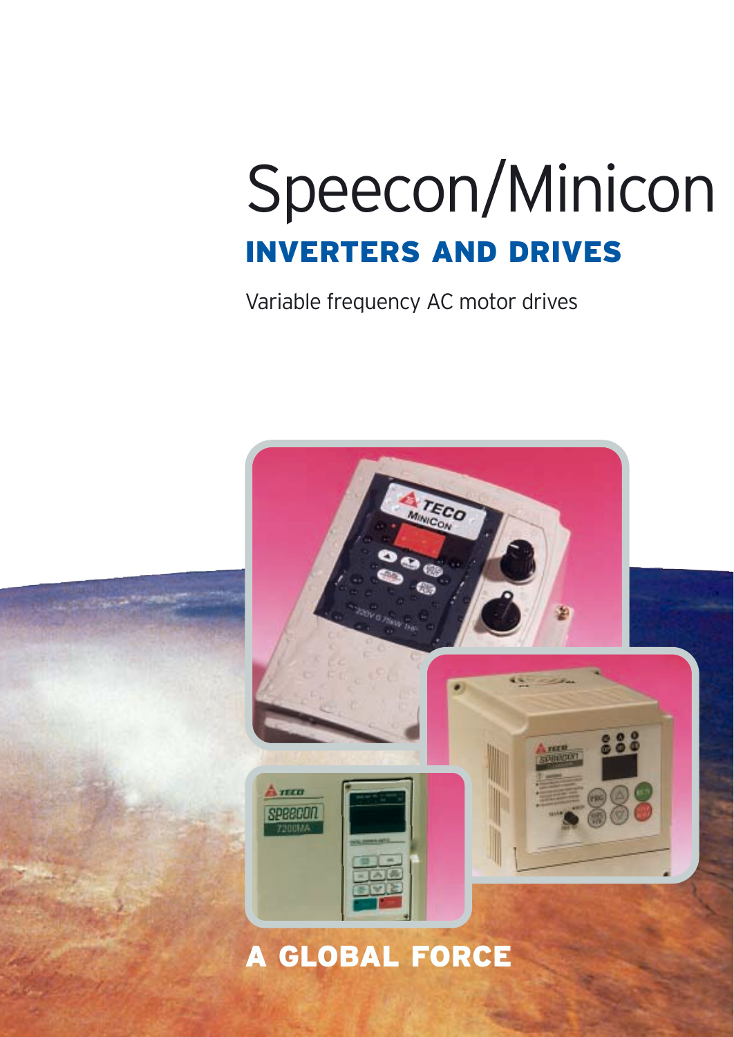# Speecon/Minicon

## INVERTERS AND DRIVES

Variable frequency AC motor drives

## A GLOBAL FORCE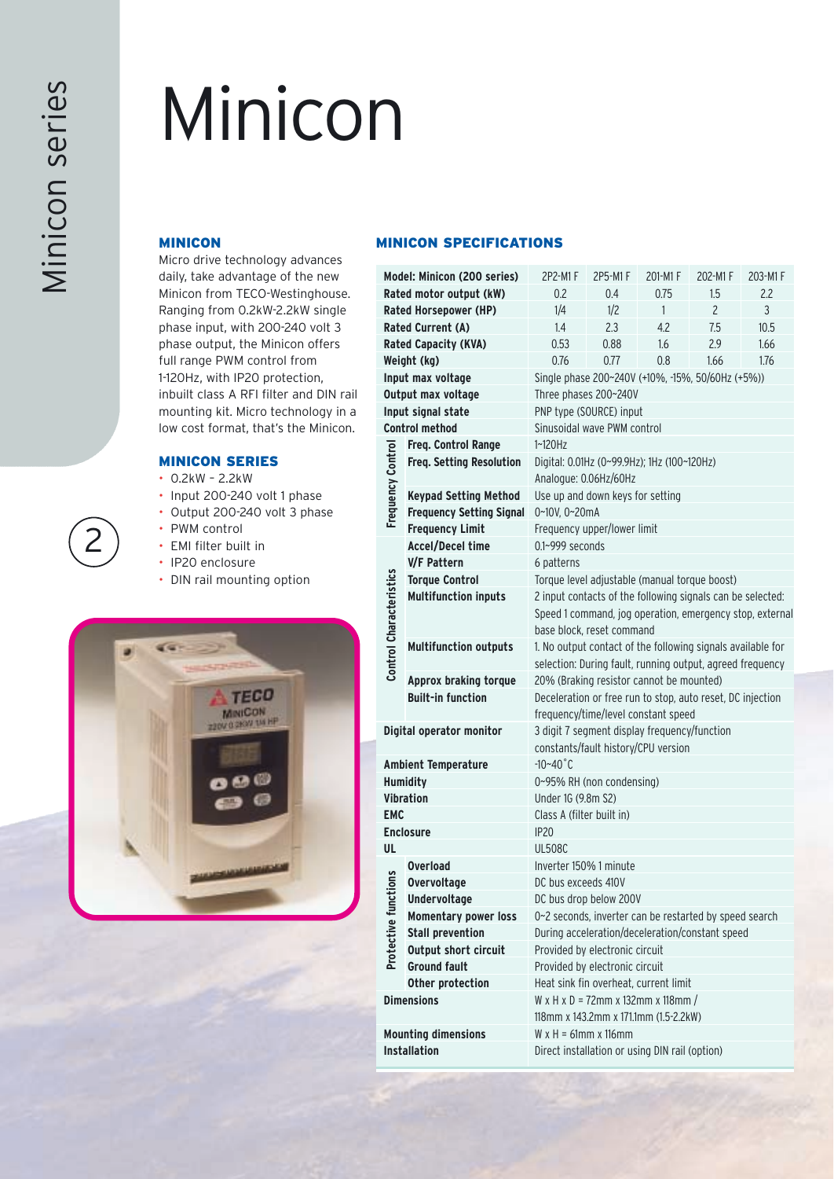# Minicon

## MINICON

Micro drive technology advances daily, take advantage of the new Minicon from TECO-Westinghouse. Ranging from 0.2kW-2.2kW single phase input, with 200-240 volt 3 phase output, the Minicon offers full range PWM control from 1-120Hz, with IP20 protection, inbuilt class A RFI filter and DIN rail mounting kit. Micro technology in a low cost format, that's the Minicon.

## MINICON SERIES

- 0.2kW – 2.2kW
- Input 200-240 volt 1 phase
- Output 200-240 volt 3 phase
- PWM control
- EMI filter built in
- IP20 enclosure
- DIN rail mounting option

## MINICON SPECIFICATIONS

| | Model: Minicon (200 series) | 2P2-M1 F | 2P5-M1 F | 201-M1 F | 202-M1 F | 203-M1 F |
|---|---|---|---|---|---|---|
| | Rated motor output (kW) | 0.2 | 0.4 | 0.75 | 1.5 | 2.2 |
| | Rated Horsepower (HP) | 1/4 | 1/2 | 1 | 2 | 3 |
| | Rated Current (A) | 1.4 | 2.3 | 4.2 | 7.5 | 10.5 |
| | Rated Capacity (KVA) | 0.53 | 0.88 | 1.6 | 2.9 | 1.66 |
| | Weight (kg) | 0.76 | 0.77 | 0.8 | 1.66 | 1.76 |
| | Input max voltage | Single phase 200~240V (+10%, -15%, 50/60Hz (+5%)) | | | | |
| | Output max voltage | Three phases 200~240V | | | | |
| | Input signal state | PNP type (SOURCE) input | | | | |
| | Control method | Sinusoidal wave PWM control | | | | |
| Frequency Control | Freq. Control Range | 1~120Hz | | | | |
| | Freq. Setting Resolution | Digital: 0.01Hz (0~99.9Hz); 1Hz (100~120Hz) Analogue: 0.06Hz/60Hz | | | | |
| | Keypad Setting Method | Use up and down keys for setting | | | | |
| | Frequency Setting Signal | 0~10V, 0~20mA | | | | |
| | Frequency Limit | Frequency upper/lower limit | | | | |
| Control Characteristics | Accel/Decel time | 0.1~999 seconds | | | | |
| | V/F Pattern | 6 patterns | | | | |
| | Torque Control | Torque level adjustable (manual torque boost) | | | | |
| | Multifunction inputs | 2 input contacts of the following signals can be selected: Speed 1 command, jog operation, emergency stop, external base block, reset command | | | | |
| | Multifunction outputs | 1. No output contact of the following signals available for selection: During fault, running output, agreed frequency | | | | |
| | Approx braking torque | 20% (Braking resistor cannot be mounted) | | | | |
| | Built-in function | Deceleration or free run to stop, auto reset, DC injection frequency/time/level constant speed | | | | |
| | Digital operator monitor | 3 digit 7 segment display frequency/function constants/fault history/CPU version | | | | |
| | Ambient Temperature | -10~40˚C | | | | |
| | Humidity | 0~95% RH (non condensing) | | | | |
| | Vibration | Under 1G (9.8m S2) | | | | |
| | EMC | Class A (filter built in) | | | | |
| | Enclosure | IP20 | | | | |
| | UL | UL508C | | | | |
| Protective functions | Overload | Inverter 150% 1 minute | | | | |
| | Overvoltage | DC bus exceeds 410V | | | | |
| | Undervoltage | DC bus drop below 200V | | | | |
| | Momentary power loss | 0~2 seconds, inverter can be restarted by speed search | | | | |
| | Stall prevention | During acceleration/deceleration/constant speed | | | | |
| | Output short circuit | Provided by electronic circuit | | | | |
| | Ground fault | Provided by electronic circuit | | | | |
| | Other protection | Heat sink fin overheat, current limit | | | | |
| | Dimensions | W x H x D = 72mm x 132mm x 118mm / 118mm x 143.2mm x 171.1mm (1.5-2.2kW) | | | | |
| | Mounting dimensions | W x H = 61mm x 116mm | | | | |
| | Installation | Direct installation or using DIN rail (option) | | | | |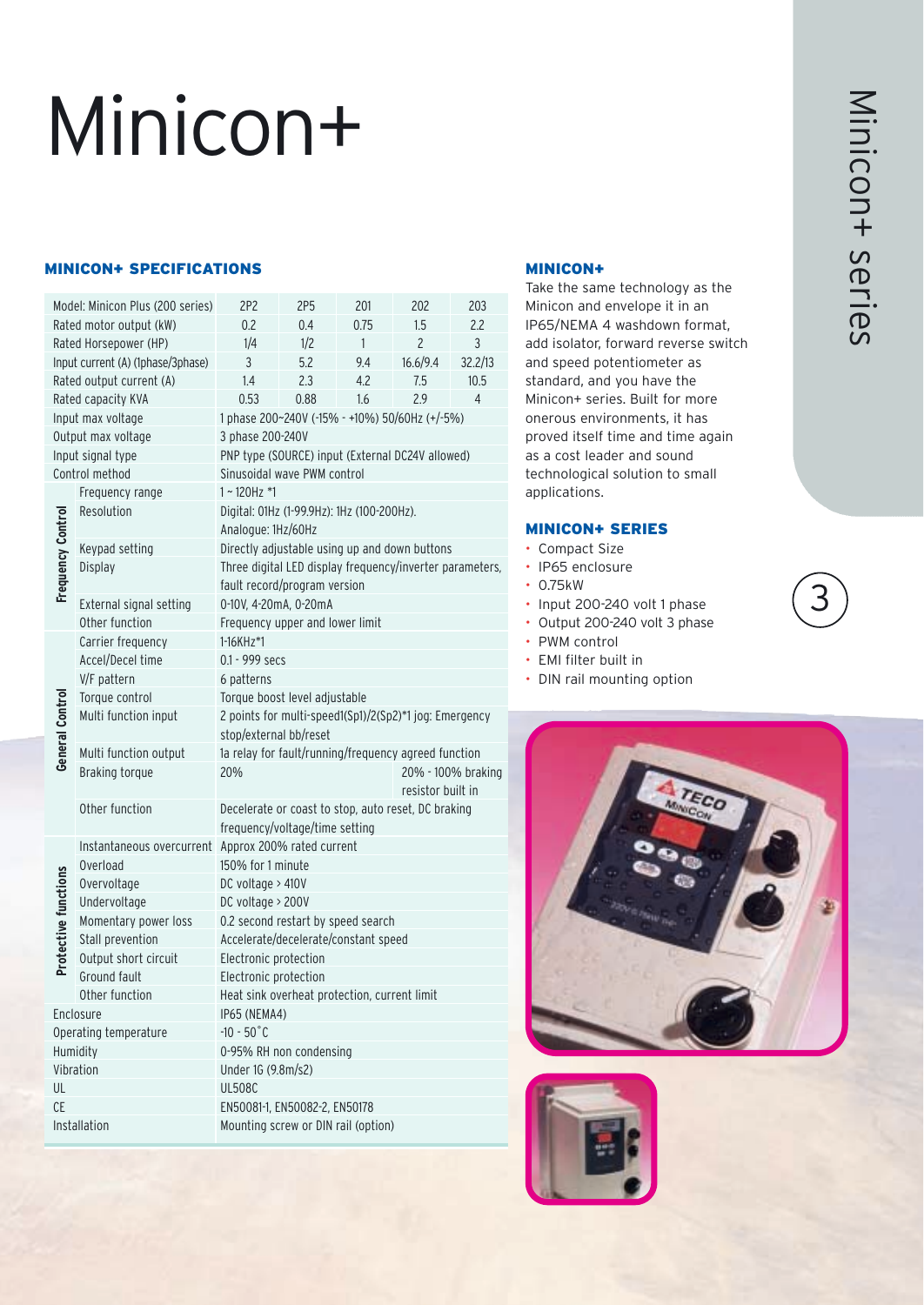# Minicon+

## MINICON+ SPECIFICATIONS

| Model: Minicon Plus (200 series) | | 2P2 | 2P5 | 201 | 202 | 203 |
|---|---|---|---|---|---|---|
| Rated motor output (kW) | | 0.2 | 0.4 | 0.75 | 1.5 | 2.2 |
| Rated Horsepower (HP) | | 1/4 | 1/2 | 1 | 2 | 3 |
| Input current (A) (1phase/3phase) | | 3 | 5.2 | 9.4 | 16.6/9.4 | 32.2/13 |
| Rated output current (A) | | 1.4 | 2.3 | 4.2 | 7.5 | 10.5 |
| Rated capacity KVA | | 0.53 | 0.88 | 1.6 | 2.9 | 4 |
| Input max voltage | | 1 phase 200~240V (-15% - +10%) 50/60Hz (+/-5%) | | | | |
| Output max voltage | | 3 phase 200-240V | | | | |
| Input signal type | | PNP type (SOURCE) input (External DC24V allowed) | | | | |
| Control method | | Sinusoidal wave PWM control | | | | |
| Frequency Control | Frequency range | 1 ~ 120Hz *1 | | | | |
| | Resolution | Digital: 01Hz (1-99.9Hz): 1Hz (100-200Hz). Analogue: 1Hz/60Hz | | | | |
| | Keypad setting | Directly adjustable using up and down buttons | | | | |
| | Display | Three digital LED display frequency/inverter parameters, fault record/program version | | | | |
| | External signal setting | 0-10V, 4-20mA, 0-20mA | | | | |
| | Other function | Frequency upper and lower limit | | | | |
| General Control | Carrier frequency | 1-16KHz*1 | | | | |
| | Accel/Decel time | 0.1 - 999 secs | | | | |
| | V/F pattern | 6 patterns | | | | |
| | Torque control | Torque boost level adjustable | | | | |
| | Multi function input | 2 points for multi-speed1(Sp1)/2(Sp2)*1 jog: Emergency stop/external bb/reset | | | | |
| | Multi function output | 1a relay for fault/running/frequency agreed function | | | | |
| | Braking torque | 20% | | | 20% - 100% braking resistor built in | |
| | Other function | Decelerate or coast to stop, auto reset, DC braking frequency/voltage/time setting | | | | |
| Protective functions | Instantaneous overcurrent | Approx 200% rated current | | | | |
| | Overload | 150% for 1 minute | | | | |
| | Overvoltage | DC voltage > 410V | | | | |
| | Undervoltage | DC voltage > 200V | | | | |
| | Momentary power loss | 0.2 second restart by speed search | | | | |
| | Stall prevention | Accelerate/decelerate/constant speed | | | | |
| | Output short circuit | Electronic protection | | | | |
| | Ground fault | Electronic protection | | | | |
| | Other function | Heat sink overheat protection, current limit | | | | |
| Enclosure | | IP65 (NEMA4) | | | | |
| Operating temperature | | -10 - 50˚C | | | | |
| Humidity | | 0-95% RH non condensing | | | | |
| Vibration | | Under 1G (9.8m/s2) | | | | |
| UL | | UL508C | | | | |
| CE | | EN50081-1, EN50082-2, EN50178 | | | | |
| Installation | | Mounting screw or DIN rail (option) | | | | |

## MINICON+

Take the same technology as the Minicon and envelope it in an IP65/NEMA 4 washdown format, add isolator, forward reverse switch and speed potentiometer as standard, and you have the Minicon+ series. Built for more onerous environments, it has proved itself time and time again as a cost leader and sound technological solution to small applications.

## MINICON+ SERIES

- Compact Size
- IP65 enclosure
- 0.75kW
- Input 200-240 volt 1 phase
- Output 200-240 volt 3 phase
- PWM control
- EMI filter built in
- DIN rail mounting option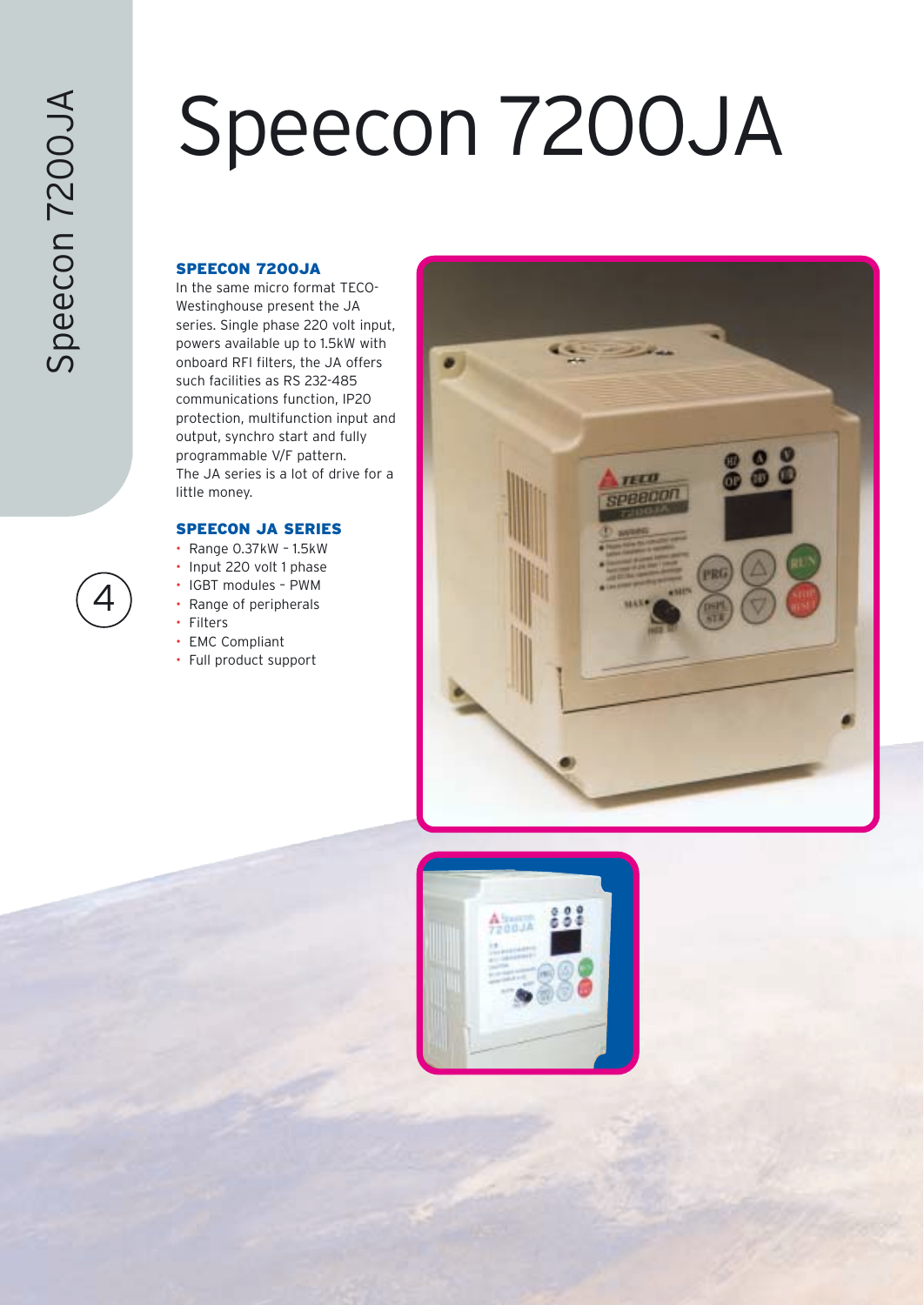# Speecon 7200JA

## SPEECON 7200JA

In the same micro format TECO-Westinghouse present the JA series. Single phase 220 volt input, powers available up to 1.5kW with onboard RFI filters, the JA offers such facilities as RS 232-485 communications function, IP20 protection, multifunction input and output, synchro start and fully programmable V/F pattern.
The JA series is a lot of drive for a little money.

## SPEECON JA SERIES

- Range 0.37kW – 1.5kW
- Input 220 volt 1 phase
- IGBT modules – PWM
- Range of peripherals
- Filters
- EMC Compliant
- Full product support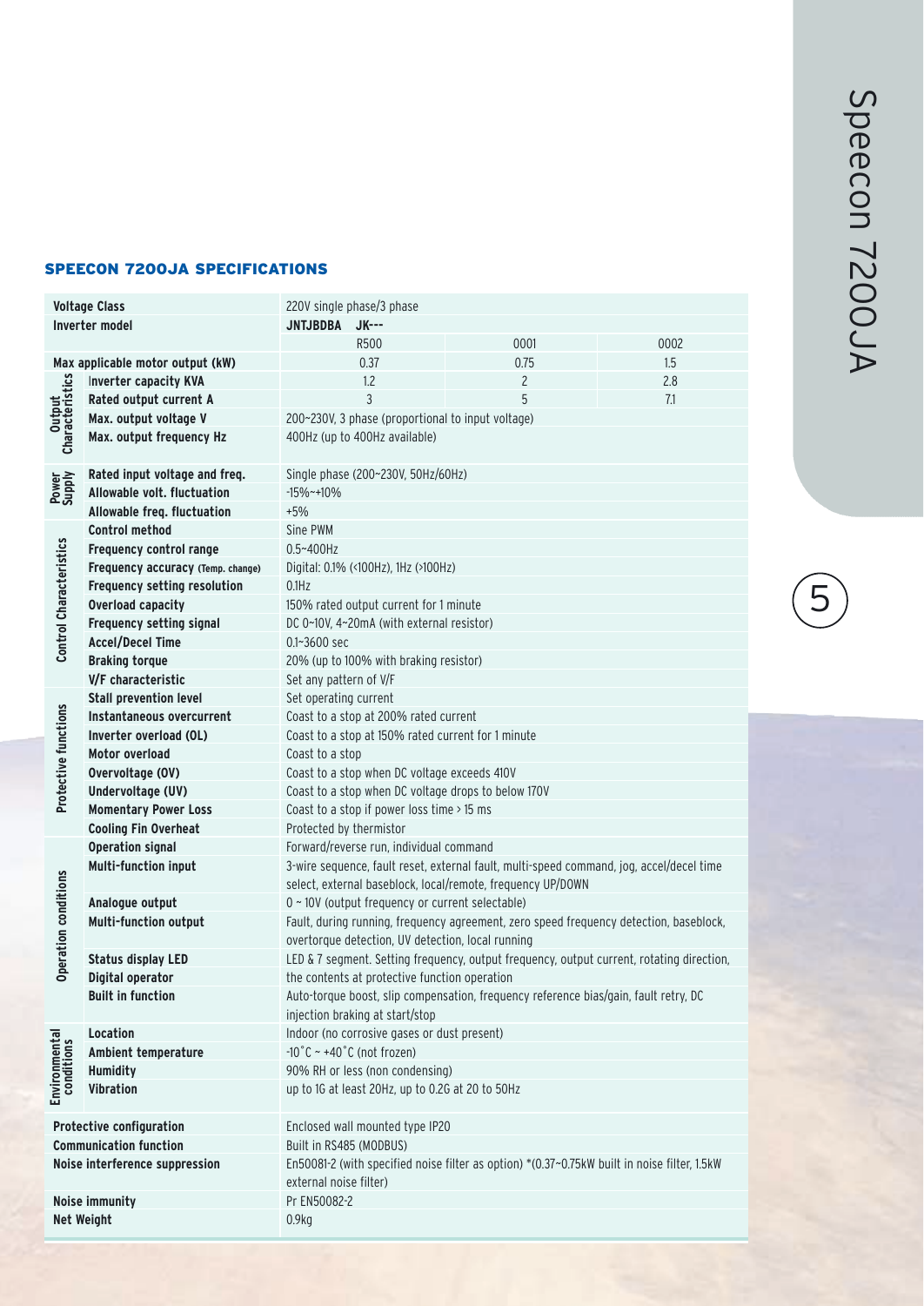## SPEECON 7200JA SPECIFICATIONS

| | | | | |
|---|---|---|---|---|
| Voltage Class | | 220V single phase/3 phase | | |
| Inverter model | | JNTJBDBA JK--- | | |
| | | R500 | 0001 | 0002 |
| Max applicable motor output (kW) | | 0.37 | 0.75 | 1.5 |
| Output Characteristics | Inverter capacity KVA | 1.2 | 2 | 2.8 |
| | Rated output current A | 3 | 5 | 7.1 |
| | Max. output voltage V | 200~230V, 3 phase (proportional to input voltage) | | |
| | Max. output frequency Hz | 400Hz (up to 400Hz available) | | |
| Power Supply | Rated input voltage and freq. | Single phase (200~230V, 50Hz/60Hz) | | |
| | Allowable volt. fluctuation | -15%~+10% | | |
| | Allowable freq. fluctuation | +5% | | |
| Control Characteristics | Control method | Sine PWM | | |
| | Frequency control range | 0.5~400Hz | | |
| | Frequency accuracy (Temp. change) | Digital: 0.1% (<100Hz), 1Hz (>100Hz) | | |
| | Frequency setting resolution | 0.1Hz | | |
| | Overload capacity | 150% rated output current for 1 minute | | |
| | Frequency setting signal | DC 0~10V, 4~20mA (with external resistor) | | |
| | Accel/Decel Time | 0.1~3600 sec | | |
| | Braking torque | 20% (up to 100% with braking resistor) | | |
| | V/F characteristic | Set any pattern of V/F | | |
| Protective functions | Stall prevention level | Set operating current | | |
| | Instantaneous overcurrent | Coast to a stop at 200% rated current | | |
| | Inverter overload (OL) | Coast to a stop at 150% rated current for 1 minute | | |
| | Motor overload | Coast to a stop | | |
| | Overvoltage (OV) | Coast to a stop when DC voltage exceeds 410V | | |
| | Undervoltage (UV) | Coast to a stop when DC voltage drops to below 170V | | |
| | Momentary Power Loss | Coast to a stop if power loss time > 15 ms | | |
| | Cooling Fin Overheat | Protected by thermistor | | |
| Operation conditions | Operation signal | Forward/reverse run, individual command | | |
| | Multi-function input | 3-wire sequence, fault reset, external fault, multi-speed command, jog, accel/decel time select, external baseblock, local/remote, frequency UP/DOWN | | |
| | Analogue output | 0 ~ 10V (output frequency or current selectable) | | |
| | Multi-function output | Fault, during running, frequency agreement, zero speed frequency detection, baseblock, overtorque detection, UV detection, local running | | |
| | Status display LED | LED & 7 segment. Setting frequency, output frequency, output current, rotating direction, | | |
| | Digital operator | the contents at protective function operation | | |
| | Built in function | Auto-torque boost, slip compensation, frequency reference bias/gain, fault retry, DC injection braking at start/stop | | |
| Environmental conditions | Location | Indoor (no corrosive gases or dust present) | | |
| | Ambient temperature | -10˚C ~ +40˚C (not frozen) | | |
| | Humidity | 90% RH or less (non condensing) | | |
| | Vibration | up to 1G at least 20Hz, up to 0.2G at 20 to 50Hz | | |
| Protective configuration | | Enclosed wall mounted type IP20 | | |
| Communication function | | Built in RS485 (MODBUS) | | |
| Noise interference suppression | | En50081-2 (with specified noise filter as option) *(0.37~0.75kW built in noise filter, 1.5kW external noise filter) | | |
| Noise immunity | | Pr EN50082-2 | | |
| Net Weight | | 0.9kg | | |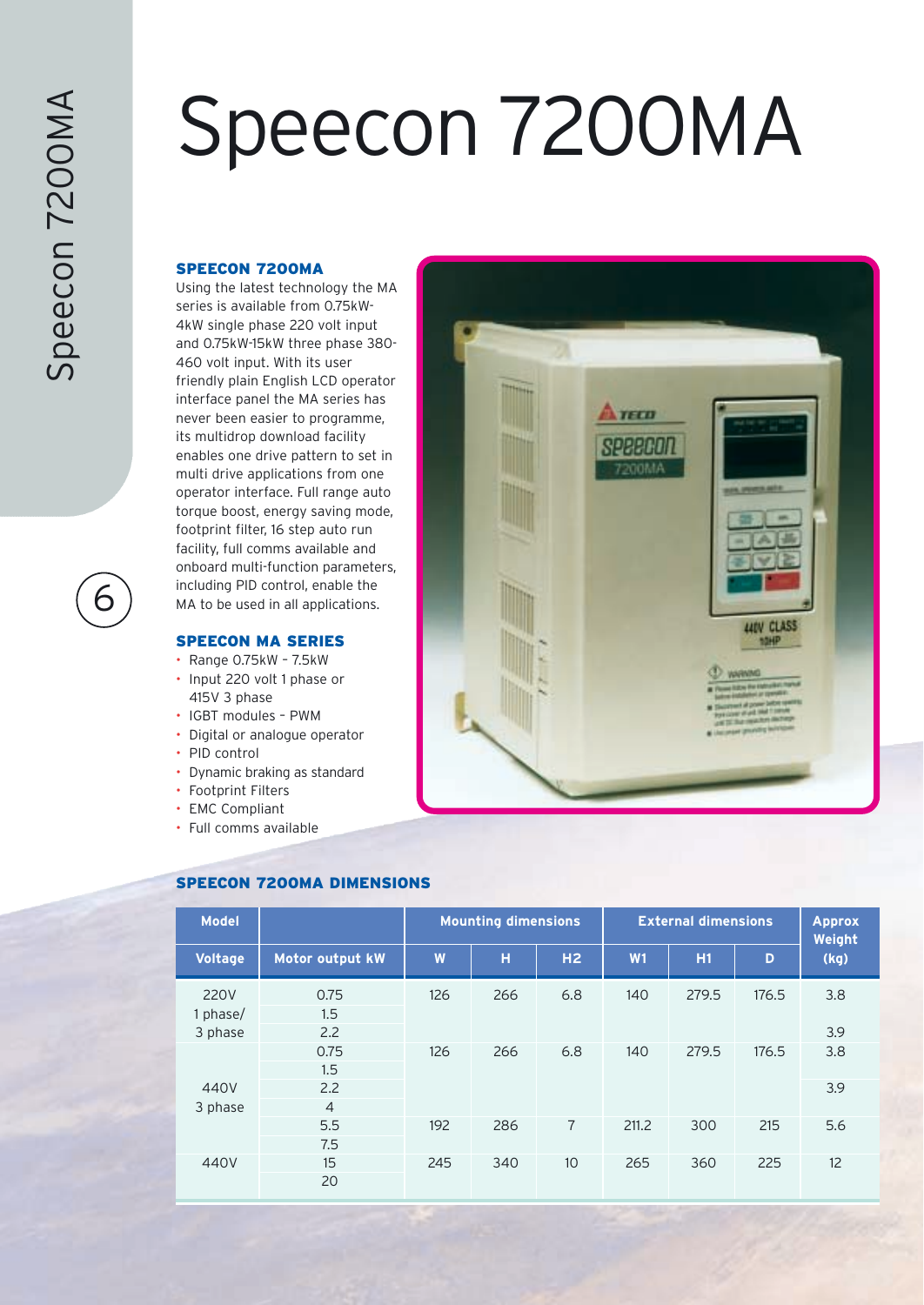# Speecon 7200MA

### SPEECON 7200MA

Using the latest technology the MA series is available from 0.75kW-4kW single phase 220 volt input and 0.75kW-15kW three phase 380-460 volt input. With its user friendly plain English LCD operator interface panel the MA series has never been easier to programme, its multidrop download facility enables one drive pattern to set in multi drive applications from one operator interface. Full range auto torque boost, energy saving mode, footprint filter, 16 step auto run facility, full comms available and onboard multi-function parameters, including PID control, enable the MA to be used in all applications.

### SPEECON MA SERIES

- Range 0.75kW – 7.5kW
- Input 220 volt 1 phase or 415V 3 phase
- IGBT modules – PWM
- Digital or analogue operator
- PID control
- Dynamic braking as standard
- Footprint Filters
- EMC Compliant
- Full comms available

### SPEECON 7200MA DIMENSIONS

| Model | | Mounting dimensions | | | External dimensions | | | Approx Weight |
|---|---|---|---|---|---|---|---|---|
| Voltage | Motor output kW | W | H | H2 | W1 | H1 | D | (kg) |
| 220V 1 phase/ 3 phase | 0.75 | 126 | 266 | 6.8 | 140 | 279.5 | 176.5 | 3.8 |
| | 1.5 | | | | | | | |
| | 2.2 | | | | | | | 3.9 |
| 440V 3 phase | 0.75 | 126 | 266 | 6.8 | 140 | 279.5 | 176.5 | 3.8 |
| | 1.5 | | | | | | | |
| | 2.2 | | | | | | | 3.9 |
| | 4 | | | | | | | |
| | 5.5 | 192 | 286 | 7 | 211.2 | 300 | 215 | 5.6 |
| | 7.5 | | | | | | | |
| 440V | 15 | 245 | 340 | 10 | 265 | 360 | 225 | 12 |
| | 20 | | | | | | | |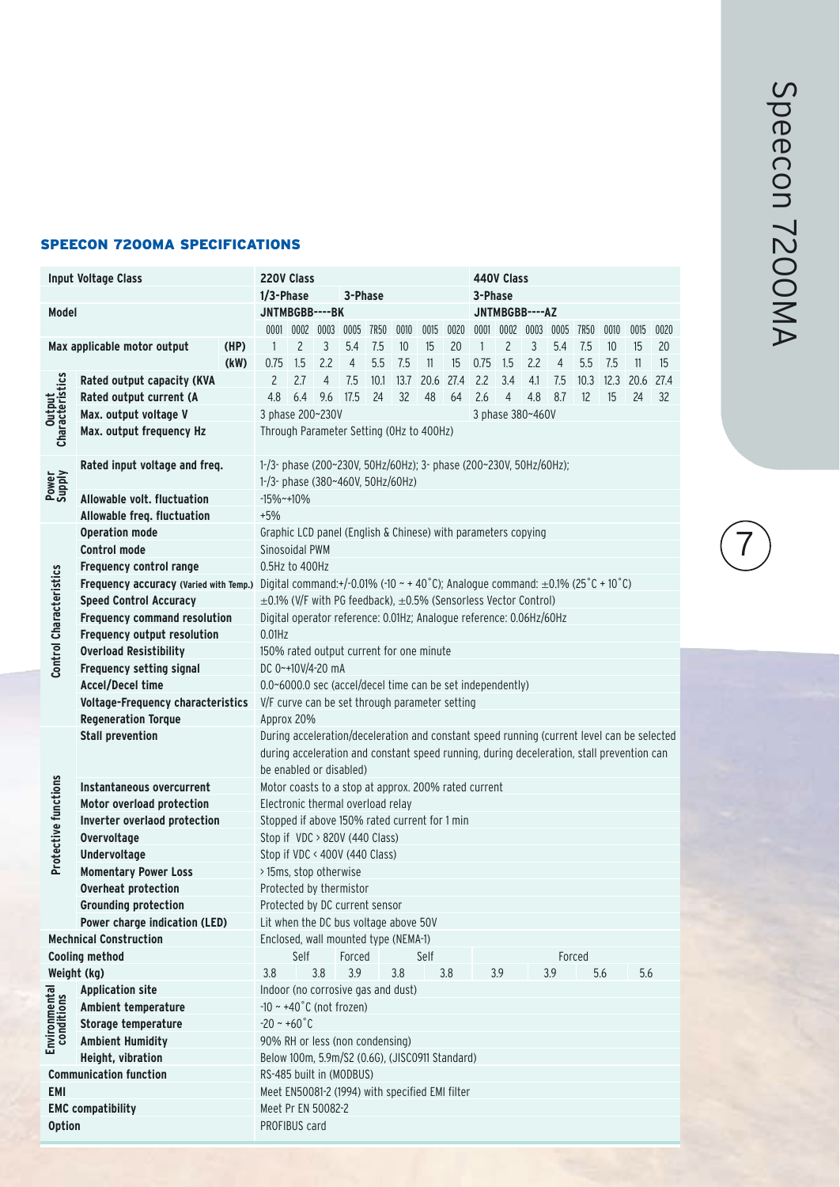## SPEECON 7200MA SPECIFICATIONS

| | | | | | | | | | | | | | | | | | | |
|---|---|---|---|---|---|---|---|---|---|---|---|---|---|---|---|---|---|---|
| **Input Voltage Class** | | | 220V Class | | | | | | | | 440V Class | | | | | | | |
| | | | 1/3-Phase | | | 3-Phase | | | | | 3-Phase | | | | | | | |
| **Model** | | | JNTMBGBB----BK | | | | | | | | JNTMBGBB----AZ | | | | | | | |
| | | | 0001 | 0002 | 0003 | 0005 | 7R50 | 0010 | 0015 | 0020 | 0001 | 0002 | 0003 | 0005 | 7R50 | 0010 | 0015 | 0020 |
| **Max applicable motor output** | | (HP) | 1 | 2 | 3 | 5.4 | 7.5 | 10 | 15 | 20 | 1 | 2 | 3 | 5.4 | 7.5 | 10 | 15 | 20 |
| | | (kW) | 0.75 | 1.5 | 2.2 | 4 | 5.5 | 7.5 | 11 | 15 | 0.75 | 1.5 | 2.2 | 4 | 5.5 | 7.5 | 11 | 15 |
| **Output Characteristics** | **Rated output capacity (KVA** | | 2 | 2.7 | 4 | 7.5 | 10.1 | 13.7 | 20.6 | 27.4 | 2.2 | 3.4 | 4.1 | 7.5 | 10.3 | 12.3 | 20.6 | 27.4 |
| | **Rated output current (A** | | 4.8 | 6.4 | 9.6 | 17.5 | 24 | 32 | 48 | 64 | 2.6 | 4 | 4.8 | 8.7 | 12 | 15 | 24 | 32 |
| | **Max. output voltage V** | | 3 phase 200~230V | | | | | | | | 3 phase 380~460V | | | | | | | |
| | **Max. output frequency Hz** | | Through Parameter Setting (0Hz to 400Hz) | | | | | | | | | | | | | | | |
| **Power Supply** | **Rated input voltage and freq.** | | 1-/3- phase (200~230V, 50Hz/60Hz); 3- phase (200~230V, 50Hz/60Hz); 1-/3- phase (380~460V, 50Hz/60Hz) | | | | | | | | | | | | | | | |
| | **Allowable volt. fluctuation** | | -15%~+10% | | | | | | | | | | | | | | | |
| | **Allowable freq. fluctuation** | | +5% | | | | | | | | | | | | | | | |
| **Control Characteristics** | **Operation mode** | | Graphic LCD panel (English & Chinese) with parameters copying | | | | | | | | | | | | | | | |
| | **Control mode** | | Sinosoidal PWM | | | | | | | | | | | | | | | |
| | **Frequency control range** | | 0.5Hz to 400Hz | | | | | | | | | | | | | | | |
| | **Frequency accuracy** (Varied with Temp.) | | Digital command:+/-0.01% (-10 ~ + 40˚C); Analogue command: ±0.1% (25˚C + 10˚C) | | | | | | | | | | | | | | | |
| | **Speed Control Accuracy** | | ±0.1% (V/F with PG feedback), ±0.5% (Sensorless Vector Control) | | | | | | | | | | | | | | | |
| | **Frequency command resolution** | | Digital operator reference: 0.01Hz; Analogue reference: 0.06Hz/60Hz | | | | | | | | | | | | | | | |
| | **Frequency output resolution** | | 0.01Hz | | | | | | | | | | | | | | | |
| | **Overload Resistibility** | | 150% rated output current for one minute | | | | | | | | | | | | | | | |
| | **Frequency setting signal** | | DC 0~+10V/4-20 mA | | | | | | | | | | | | | | | |
| | **Accel/Decel time** | | 0.0~6000.0 sec (accel/decel time can be set independently) | | | | | | | | | | | | | | | |
| | **Voltage-Frequency characteristics** | | V/F curve can be set through parameter setting | | | | | | | | | | | | | | | |
| | **Regeneration Torque** | | Approx 20% | | | | | | | | | | | | | | | |
| **Protective functions** | **Stall prevention** | | During acceleration/deceleration and constant speed running (current level can be selected during acceleration and constant speed running, during deceleration, stall prevention can be enabled or disabled) | | | | | | | | | | | | | | | |
| | **Instantaneous overcurrent** | | Motor coasts to a stop at approx. 200% rated current | | | | | | | | | | | | | | | |
| | **Motor overload protection** | | Electronic thermal overload relay | | | | | | | | | | | | | | | |
| | **Inverter overlaod protection** | | Stopped if above 150% rated current for 1 min | | | | | | | | | | | | | | | |
| | **Overvoltage** | | Stop if VDC > 820V (440 Class) | | | | | | | | | | | | | | | |
| | **Undervoltage** | | Stop if VDC < 400V (440 Class) | | | | | | | | | | | | | | | |
| | **Momentary Power Loss** | | > 15ms, stop otherwise | | | | | | | | | | | | | | | |
| | **Overheat protection** | | Protected by thermistor | | | | | | | | | | | | | | | |
| | **Grounding protection** | | Protected by DC current sensor | | | | | | | | | | | | | | | |
| | **Power charge indication (LED)** | | Lit when the DC bus voltage above 50V | | | | | | | | | | | | | | | |
| **Mechnical Construction** | | | Enclosed, wall mounted type (NEMA-1) | | | | | | | | | | | | | | | |
| **Cooling method** | | | Self | | | Forced | | Self | | | Forced | | | | | | | |
| **Weight (kg)** | | | 3.8 | | 3.8 | 3.9 | | 3.8 | | 3.8 | | 3.9 | | 3.9 | | 5.6 | 5.6 | |
| **Environmental conditions** | **Application site** | | Indoor (no corrosive gas and dust) | | | | | | | | | | | | | | | |
| | **Ambient temperature** | | -10 ~ +40˚C (not frozen) | | | | | | | | | | | | | | | |
| | **Storage temperature** | | -20 ~ +60˚C | | | | | | | | | | | | | | | |
| | **Ambient Humidity** | | 90% RH or less (non condensing) | | | | | | | | | | | | | | | |
| | **Height, vibration** | | Below 100m, 5.9m/S2 (0.6G), (JISC0911 Standard) | | | | | | | | | | | | | | | |
| **Communication function** | | | RS-485 built in (MODBUS) | | | | | | | | | | | | | | | |
| **EMI** | | | Meet EN50081-2 (1994) with specified EMI filter | | | | | | | | | | | | | | | |
| **EMC compatibility** | | | Meet Pr EN 50082-2 | | | | | | | | | | | | | | | |
| **Option** | | | PROFIBUS card | | | | | | | | | | | | | | | |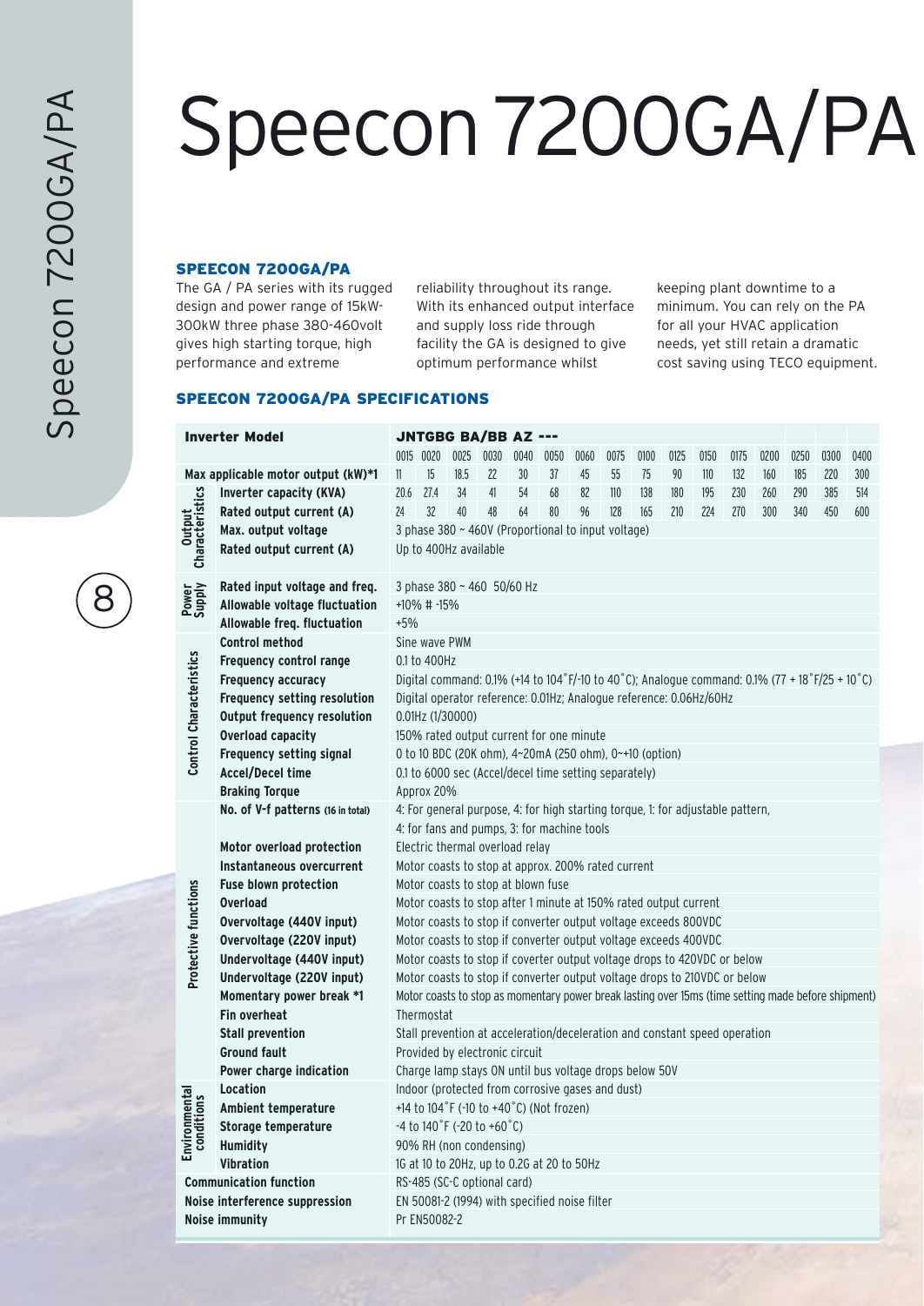# Speecon 7200GA/PA

## SPEECON 7200GA/PA

The GA / PA series with its rugged design and power range of 15kW-300kW three phase 380-460volt gives high starting torque, high performance and extreme reliability throughout its range. With its enhanced output interface and supply loss ride through facility the GA is designed to give optimum performance whilst keeping plant downtime to a minimum. You can rely on the PA for all your HVAC application needs, yet still retain a dramatic cost saving using TECO equipment.

## SPEECON 7200GA/PA SPECIFICATIONS

| Inverter Model | | JNTGBG BA/BB AZ --- | | | | | | | | | | | | | | | |
|---|---|---|---|---|---|---|---|---|---|---|---|---|---|---|---|---|---|
| | | 0015 | 0020 | 0025 | 0030 | 0040 | 0050 | 0060 | 0075 | 0100 | 0125 | 0150 | 0175 | 0200 | 0250 | 0300 | 0400 |
| Max applicable motor output (kW)*1 | | 11 | 15 | 18.5 | 22 | 30 | 37 | 45 | 55 | 75 | 90 | 110 | 132 | 160 | 185 | 220 | 300 |
| Output Characteristics | Inverter capacity (KVA) | 20.6 | 27.4 | 34 | 41 | 54 | 68 | 82 | 110 | 138 | 180 | 195 | 230 | 260 | 290 | 385 | 514 |
| | Rated output current (A) | 24 | 32 | 40 | 48 | 64 | 80 | 96 | 128 | 165 | 210 | 224 | 270 | 300 | 340 | 450 | 600 |
| | Max. output voltage | 3 phase 380 ~ 460V (Proportional to input voltage) | | | | | | | | | | | | | | | |
| | Rated output current (A) | Up to 400Hz available | | | | | | | | | | | | | | | |
| Power Supply | Rated input voltage and freq. | 3 phase 380 ~ 460 50/60 Hz | | | | | | | | | | | | | | | |
| | Allowable voltage fluctuation | +10% # -15% | | | | | | | | | | | | | | | |
| | Allowable freq. fluctuation | +5% | | | | | | | | | | | | | | | |
| Control Characteristics | Control method | Sine wave PWM | | | | | | | | | | | | | | | |
| | Frequency control range | 0.1 to 400Hz | | | | | | | | | | | | | | | |
| | Frequency accuracy | Digital command: 0.1% (+14 to 104˚F/-10 to 40˚C); Analogue command: 0.1% (77 + 18˚F/25 + 10˚C) | | | | | | | | | | | | | | | |
| | Frequency setting resolution | Digital operator reference: 0.01Hz; Analogue reference: 0.06Hz/60Hz | | | | | | | | | | | | | | | |
| | Output frequency resolution | 0.01Hz (1/30000) | | | | | | | | | | | | | | | |
| | Overload capacity | 150% rated output current for one minute | | | | | | | | | | | | | | | |
| | Frequency setting signal | 0 to 10 BDC (20K ohm), 4~20mA (250 ohm), 0~+10 (option) | | | | | | | | | | | | | | | |
| | Accel/Decel time | 0.1 to 6000 sec (Accel/decel time setting separately) | | | | | | | | | | | | | | | |
| | Braking Torque | Approx 20% | | | | | | | | | | | | | | | |
| Protective functions | No. of V-f patterns (16 in total) | 4: For general purpose, 4: for high starting torque, 1: for adjustable pattern, 4: for fans and pumps, 3: for machine tools | | | | | | | | | | | | | | | |
| | Motor overload protection | Electric thermal overload relay | | | | | | | | | | | | | | | |
| | Instantaneous overcurrent | Motor coasts to stop at approx. 200% rated current | | | | | | | | | | | | | | | |
| | Fuse blown protection | Motor coasts to stop at blown fuse | | | | | | | | | | | | | | | |
| | Overload | Motor coasts to stop after 1 minute at 150% rated output current | | | | | | | | | | | | | | | |
| | Overvoltage (440V input) | Motor coasts to stop if converter output voltage exceeds 800VDC | | | | | | | | | | | | | | | |
| | Overvoltage (220V input) | Motor coasts to stop if converter output voltage exceeds 400VDC | | | | | | | | | | | | | | | |
| | Undervoltage (440V input) | Motor coasts to stop if coverter output voltage drops to 420VDC or below | | | | | | | | | | | | | | | |
| | Undervoltage (220V input) | Motor coasts to stop if converter output voltage drops to 210VDC or below | | | | | | | | | | | | | | | |
| | Momentary power break *1 | Motor coasts to stop as momentary power break lasting over 15ms (time setting made before shipment) | | | | | | | | | | | | | | | |
| | Fin overheat | Thermostat | | | | | | | | | | | | | | | |
| | Stall prevention | Stall prevention at acceleration/deceleration and constant speed operation | | | | | | | | | | | | | | | |
| | Ground fault | Provided by electronic circuit | | | | | | | | | | | | | | | |
| | Power charge indication | Charge lamp stays ON until bus voltage drops below 50V | | | | | | | | | | | | | | | |
| Environmental conditions | Location | Indoor (protected from corrosive gases and dust) | | | | | | | | | | | | | | | |
| | Ambient temperature | +14 to 104˚F (-10 to +40˚C) (Not frozen) | | | | | | | | | | | | | | | |
| | Storage temperature | -4 to 140˚F (-20 to +60˚C) | | | | | | | | | | | | | | | |
| | Humidity | 90% RH (non condensing) | | | | | | | | | | | | | | | |
| | Vibration | 1G at 10 to 20Hz, up to 0.2G at 20 to 50Hz | | | | | | | | | | | | | | | |
| Communication function | | RS-485 (SC-C optional card) | | | | | | | | | | | | | | | |
| Noise interference suppression | | EN 50081-2 (1994) with specified noise filter | | | | | | | | | | | | | | | |
| Noise immunity | | Pr EN50082-2 | | | | | | | | | | | | | | | |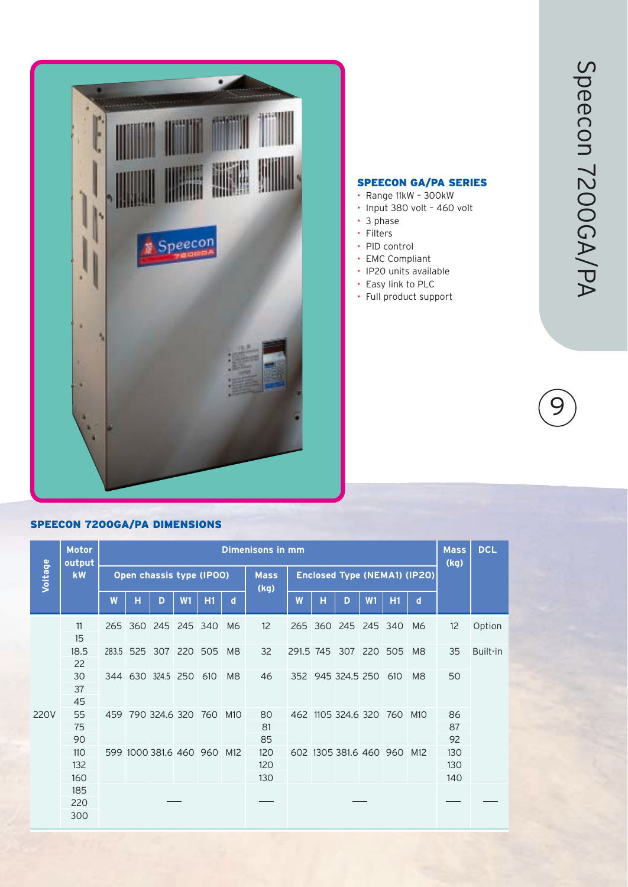## SPEECON GA/PA SERIES

- Range 11kW – 300kW
- Input 380 volt – 460 volt
- 3 phase
- Filters
- PID control
- EMC Compliant
- IP20 units available
- Easy link to PLC
- Full product support

## SPEECON 7200GA/PA DIMENSIONS

| Voltage | Motor output kW | Dimenisons in mm | | | | | | | | | | | | | | Mass (kg) | DCL |
|---|---|---|---|---|---|---|---|---|---|---|---|---|---|---|---|---|---|
| | | Open chassis type (IP00) | | | | | | Mass (kg) | Enclosed Type (NEMA1) (IP20) | | | | | | | | |
| | | W | H | D | W1 | H1 | d | | W | H | D | W1 | H1 | d | | | |
| 220V | 11 | 265 | 360 | 245 | 245 | 340 | M6 | 12 | 265 | 360 | 245 | 245 | 340 | M6 | | 12 | Option |
| | 15 | | | | | | | | | | | | | | | | |
| | 18.5 | 283.5 | 525 | 307 | 220 | 505 | M8 | 32 | 291.5 | 745 | 307 | 220 | 505 | M8 | | 35 | Built-in |
| | 22 | | | | | | | | | | | | | | | | |
| | 30 | 344 | 630 | 324.5 | 250 | 610 | M8 | 46 | 352 | 945 | 324.5 | 250 | 610 | M8 | | 50 | |
| | 37 | | | | | | | | | | | | | | | | |
| | 45 | | | | | | | | | | | | | | | | |
| | 55 | 459 | 790 | 324.6 | 320 | 760 | M10 | 80 | 462 | 1105 | 324.6 | 320 | 760 | M10 | | 86 | |
| | 75 | | | | | | | 81 | | | | | | | | 87 | |
| | 90 | | | | | | | 85 | | | | | | | | 92 | |
| | 110 | 599 | 1000 | 381.6 | 460 | 960 | M12 | 120 | 602 | 1305 | 381.6 | 460 | 960 | M12 | | 130 | |
| | 132 | | | | | | | 120 | | | | | | | | 130 | |
| | 160 | | | | | | | 130 | | | | | | | | 140 | |
| | 185 | — | | | | | | — | — | | | | | | | — | — |
| | 220 | | | | | | | | | | | | | | | | |
| | 300 | | | | | | | | | | | | | | | | |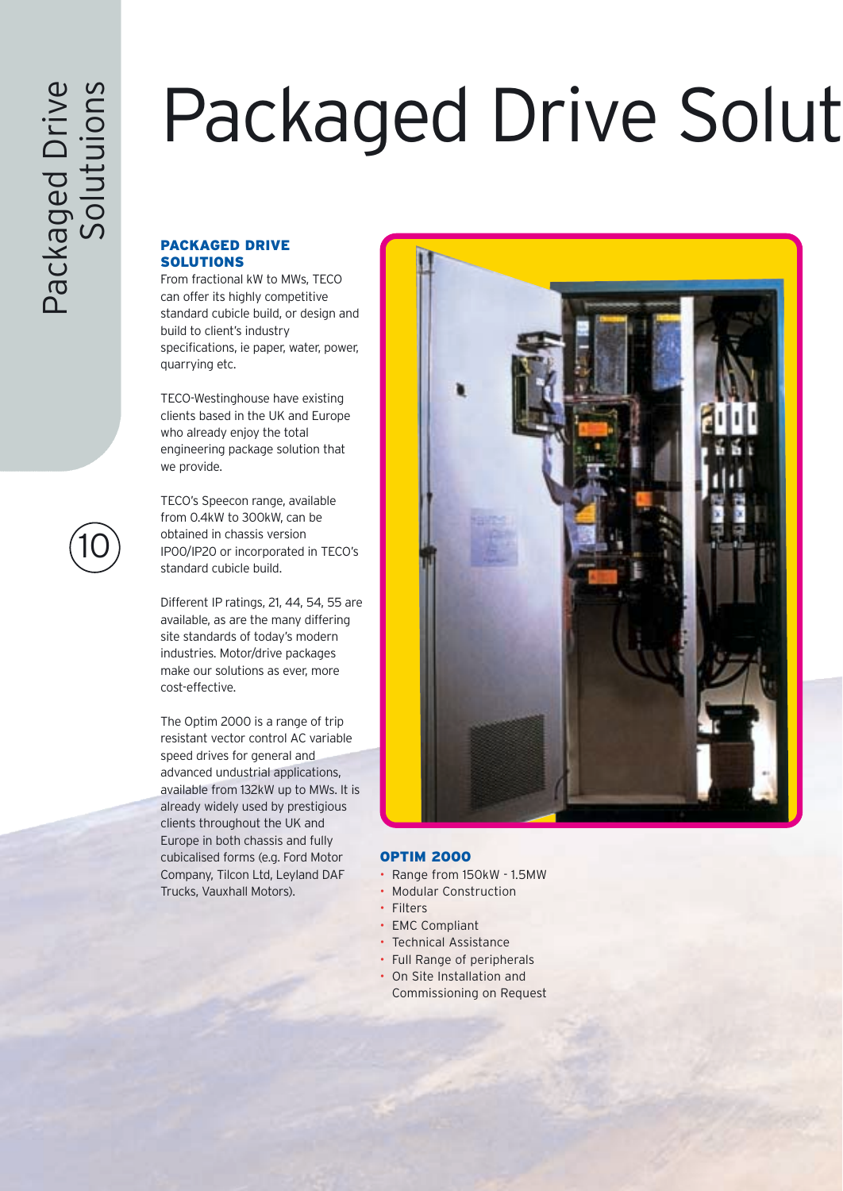# Packaged Drive Solut

## PACKAGED DRIVE SOLUTIONS

From fractional kW to MWs, TECO can offer its highly competitive standard cubicle build, or design and build to client's industry specifications, ie paper, water, power, quarrying etc.

TECO-Westinghouse have existing clients based in the UK and Europe who already enjoy the total engineering package solution that we provide.

TECO's Speecon range, available from 0.4kW to 300kW, can be obtained in chassis version IP00/IP20 or incorporated in TECO's standard cubicle build.

Different IP ratings, 21, 44, 54, 55 are available, as are the many differing site standards of today's modern industries. Motor/drive packages make our solutions as ever, more cost-effective.

The Optim 2000 is a range of trip resistant vector control AC variable speed drives for general and advanced undustrial applications, available from 132kW up to MWs. It is already widely used by prestigious clients throughout the UK and Europe in both chassis and fully cubicalised forms (e.g. Ford Motor Company, Tilcon Ltd, Leyland DAF Trucks, Vauxhall Motors).

### OPTIM 2000

- Range from 150kW - 1.5MW
- Modular Construction
- Filters
- EMC Compliant
- Technical Assistance
- Full Range of peripherals
- On Site Installation and Commissioning on Request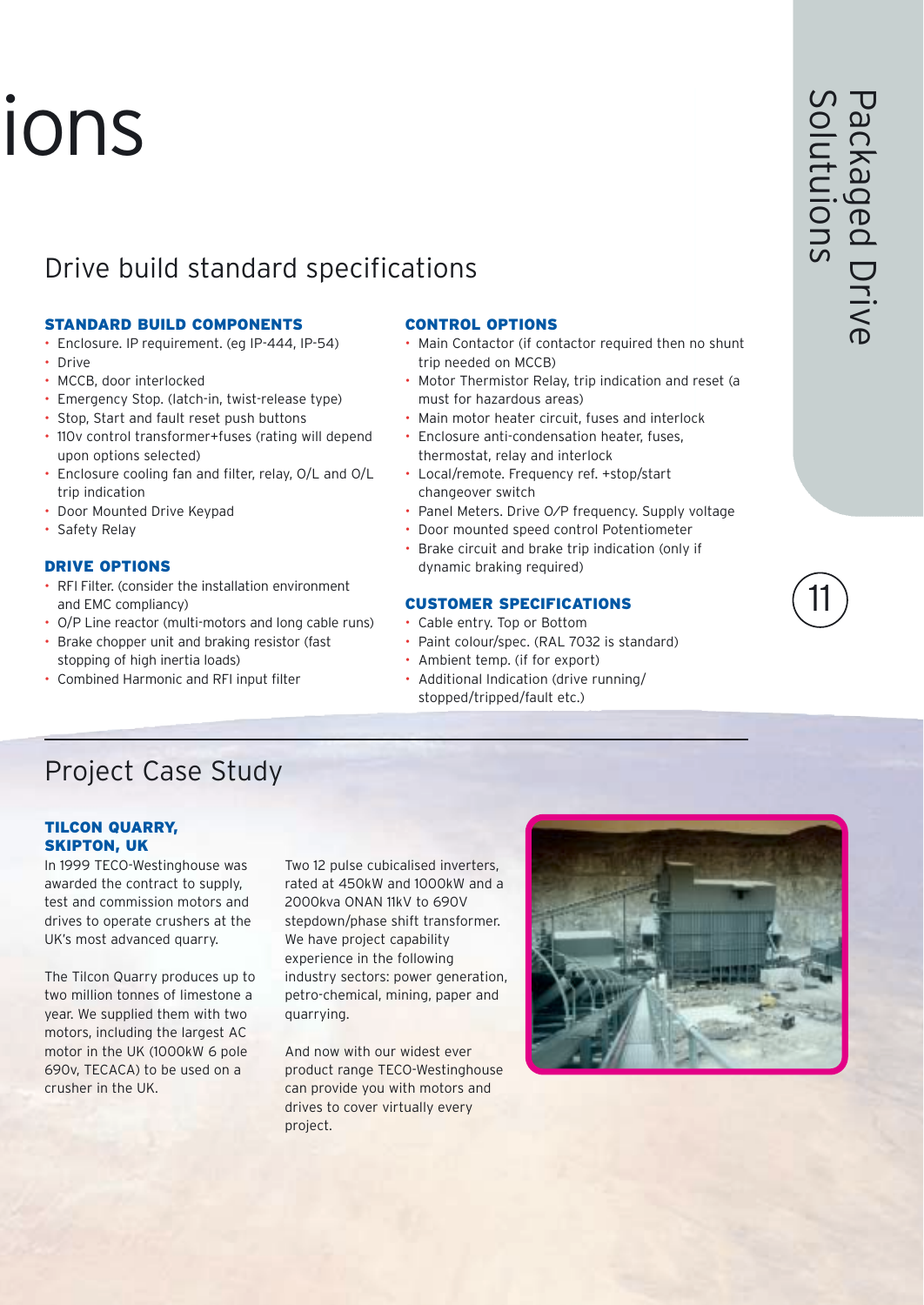ions

## Drive build standard specifications

### STANDARD BUILD COMPONENTS

- Enclosure. IP requirement. (eg IP-444, IP-54)
- Drive
- MCCB, door interlocked
- Emergency Stop. (latch-in, twist-release type)
- Stop, Start and fault reset push buttons
- 110v control transformer+fuses (rating will depend upon options selected)
- Enclosure cooling fan and filter, relay, O/L and O/L trip indication
- Door Mounted Drive Keypad
- Safety Relay

### DRIVE OPTIONS

- RFI Filter. (consider the installation environment and EMC compliancy)
- O/P Line reactor (multi-motors and long cable runs)
- Brake chopper unit and braking resistor (fast stopping of high inertia loads)
- Combined Harmonic and RFI input filter

### CONTROL OPTIONS

- Main Contactor (if contactor required then no shunt trip needed on MCCB)
- Motor Thermistor Relay, trip indication and reset (a must for hazardous areas)
- Main motor heater circuit, fuses and interlock
- Enclosure anti-condensation heater, fuses, thermostat, relay and interlock
- Local/remote. Frequency ref. +stop/start changeover switch
- Panel Meters. Drive O/P frequency. Supply voltage
- Door mounted speed control Potentiometer
- Brake circuit and brake trip indication (only if dynamic braking required)

### CUSTOMER SPECIFICATIONS

- Cable entry. Top or Bottom
- Paint colour/spec. (RAL 7032 is standard)
- Ambient temp. (if for export)
- Additional Indication (drive running/ stopped/tripped/fault etc.)

## Project Case Study

### TILCON QUARRY, SKIPTON, UK

In 1999 TECO-Westinghouse was awarded the contract to supply, test and commission motors and drives to operate crushers at the UK's most advanced quarry.

The Tilcon Quarry produces up to two million tonnes of limestone a year. We supplied them with two motors, including the largest AC motor in the UK (1000kW 6 pole 690v, TECACA) to be used on a crusher in the UK.

Two 12 pulse cubicalised inverters, rated at 450kW and 1000kW and a 2000kva ONAN 11kV to 690V stepdown/phase shift transformer. We have project capability experience in the following industry sectors: power generation, petro-chemical, mining, paper and quarrying.

And now with our widest ever product range TECO-Westinghouse can provide you with motors and drives to cover virtually every project.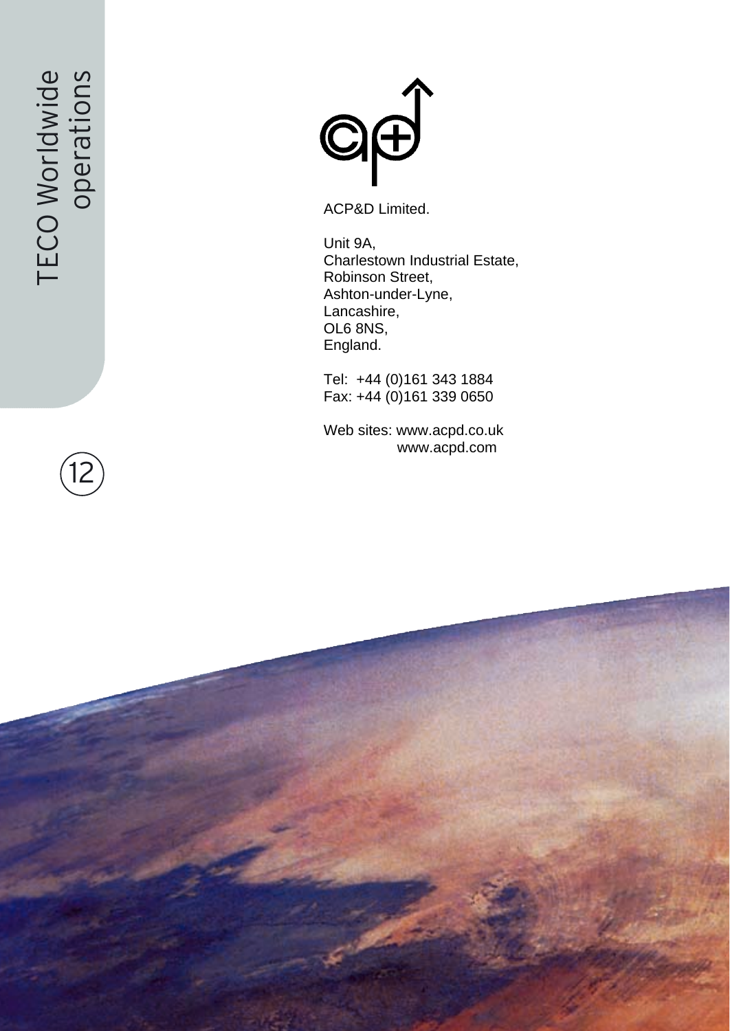TECO Worldwide operations

ACP&D Limited.

Unit 9A,
Charlestown Industrial Estate,
Robinson Street,
Ashton-under-Lyne,
Lancashire,
OL6 8NS,
England.

Tel: +44 (0)161 343 1884
Fax: +44 (0)161 339 0650

Web sites: www.acpd.co.uk
www.acpd.com